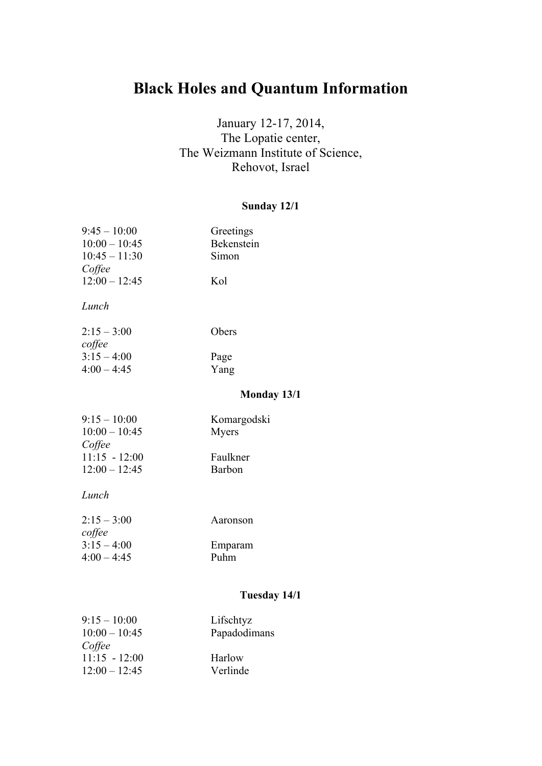# Black Holes and Quantum Information

January 12-17, 2014,
The Lopatie center,
The Weizmann Institute of Science,
Rehovot, Israel

### Sunday 12/1

9:45 – 10:00 Greetings
10:00 – 10:45 Bekenstein
10:45 – 11:30 Simon
*Coffee*
12:00 – 12:45 Kol

*Lunch*

2:15 – 3:00 Obers
*coffee*
3:15 – 4:00 Page
4:00 – 4:45 Yang

### Monday 13/1

9:15 – 10:00 Komargodski
10:00 – 10:45 Myers
*Coffee*
11:15 - 12:00 Faulkner
12:00 – 12:45 Barbon

*Lunch*

2:15 – 3:00 Aaronson
*coffee*
3:15 – 4:00 Emparam
4:00 – 4:45 Puhm

### Tuesday 14/1

9:15 – 10:00 Lifschtyz
10:00 – 10:45 Papadodimans
*Coffee*
11:15 - 12:00 Harlow
12:00 – 12:45 Verlinde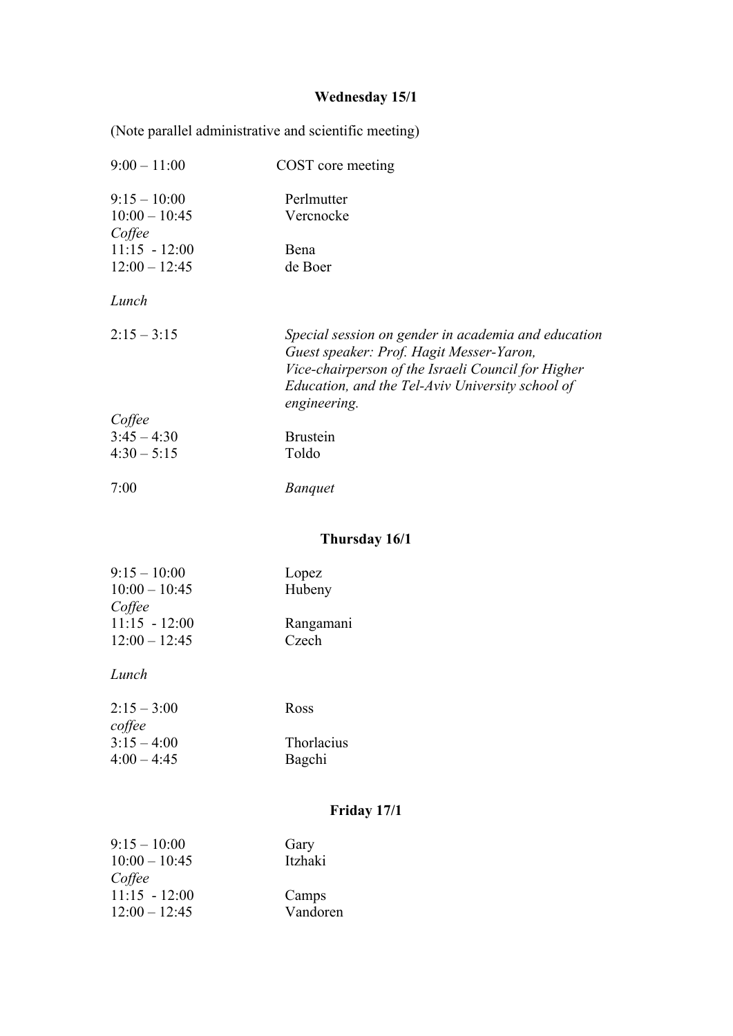**Wednesday 15/1**

(Note parallel administrative and scientific meeting)

9:00 – 11:00 COST core meeting

9:15 – 10:00 Perlmutter
10:00 – 10:45 Vercnocke
*Coffee*
11:15 - 12:00 Bena
12:00 – 12:45 de Boer

*Lunch*

2:15 – 3:15 *Special session on gender in academia and education*
*Guest speaker: Prof. Hagit Messer-Yaron, Vice-chairperson of the Israeli Council for Higher Education, and the Tel-Aviv University school of engineering.*

*Coffee*
3:45 – 4:30 Brustein
4:30 – 5:15 Toldo

7:00 *Banquet*

**Thursday 16/1**

9:15 – 10:00 Lopez
10:00 – 10:45 Hubeny
*Coffee*
11:15 - 12:00 Rangamani
12:00 – 12:45 Czech

*Lunch*

2:15 – 3:00 Ross
*coffee*
3:15 – 4:00 Thorlacius
4:00 – 4:45 Bagchi

**Friday 17/1**

9:15 – 10:00 Gary
10:00 – 10:45 Itzhaki
*Coffee*
11:15 - 12:00 Camps
12:00 – 12:45 Vandoren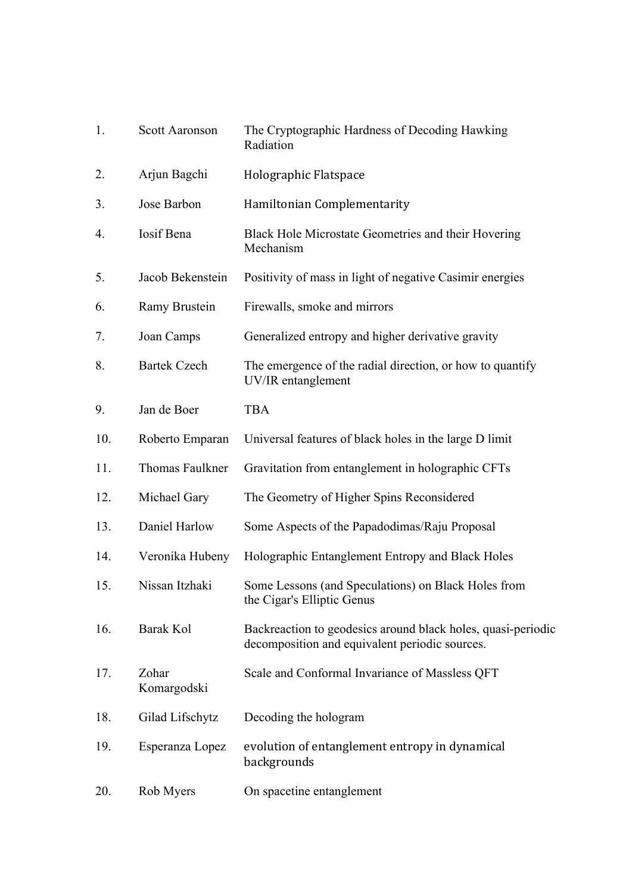| | | |
|---|---|---|
| 1. | Scott Aaronson | The Cryptographic Hardness of Decoding Hawking Radiation |
| 2. | Arjun Bagchi | Holographic Flatspace |
| 3. | Jose Barbon | Hamiltonian Complementarity |
| 4. | Iosif Bena | Black Hole Microstate Geometries and their Hovering Mechanism |
| 5. | Jacob Bekenstein | Positivity of mass in light of negative Casimir energies |
| 6. | Ramy Brustein | Firewalls, smoke and mirrors |
| 7. | Joan Camps | Generalized entropy and higher derivative gravity |
| 8. | Bartek Czech | The emergence of the radial direction, or how to quantify UV/IR entanglement |
| 9. | Jan de Boer | TBA |
| 10. | Roberto Emparan | Universal features of black holes in the large D limit |
| 11. | Thomas Faulkner | Gravitation from entanglement in holographic CFTs |
| 12. | Michael Gary | The Geometry of Higher Spins Reconsidered |
| 13. | Daniel Harlow | Some Aspects of the Papadodimas/Raju Proposal |
| 14. | Veronika Hubeny | Holographic Entanglement Entropy and Black Holes |
| 15. | Nissan Itzhaki | Some Lessons (and Speculations) on Black Holes from the Cigar's Elliptic Genus |
| 16. | Barak Kol | Backreaction to geodesics around black holes, quasi-periodic decomposition and equivalent periodic sources. |
| 17. | Zohar Komargodski | Scale and Conformal Invariance of Massless QFT |
| 18. | Gilad Lifschytz | Decoding the hologram |
| 19. | Esperanza Lopez | evolution of entanglement entropy in dynamical backgrounds |
| 20. | Rob Myers | On spacetine entanglement |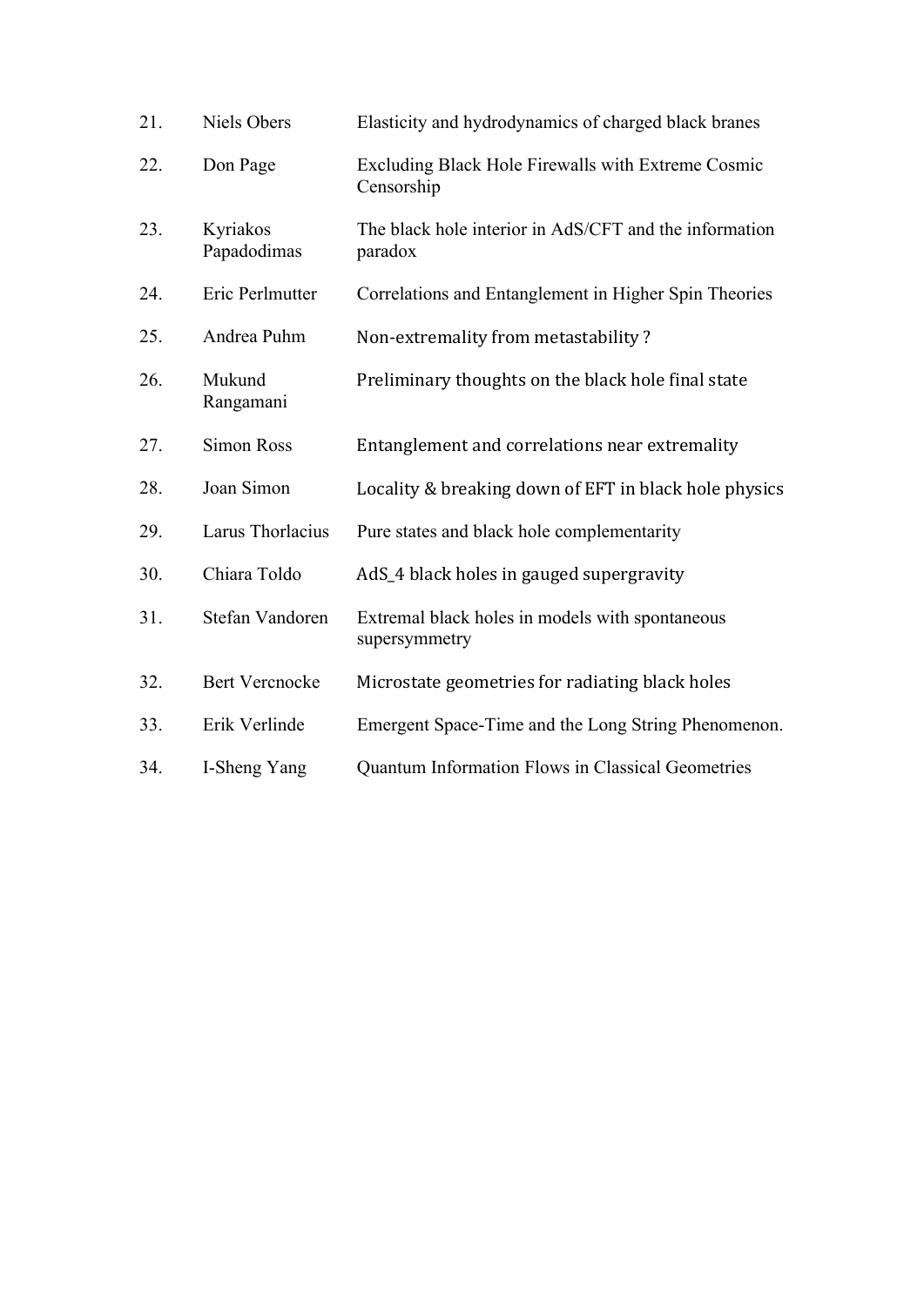| | | |
|---|---|---|
| 21. | Niels Obers | Elasticity and hydrodynamics of charged black branes |
| 22. | Don Page | Excluding Black Hole Firewalls with Extreme Cosmic Censorship |
| 23. | Kyriakos Papadodimas | The black hole interior in AdS/CFT and the information paradox |
| 24. | Eric Perlmutter | Correlations and Entanglement in Higher Spin Theories |
| 25. | Andrea Puhm | Non-extremality from metastability ? |
| 26. | Mukund Rangamani | Preliminary thoughts on the black hole final state |
| 27. | Simon Ross | Entanglement and correlations near extremality |
| 28. | Joan Simon | Locality & breaking down of EFT in black hole physics |
| 29. | Larus Thorlacius | Pure states and black hole complementarity |
| 30. | Chiara Toldo | AdS_4 black holes in gauged supergravity |
| 31. | Stefan Vandoren | Extremal black holes in models with spontaneous supersymmetry |
| 32. | Bert Vercnocke | Microstate geometries for radiating black holes |
| 33. | Erik Verlinde | Emergent Space-Time and the Long String Phenomenon. |
| 34. | I-Sheng Yang | Quantum Information Flows in Classical Geometries |